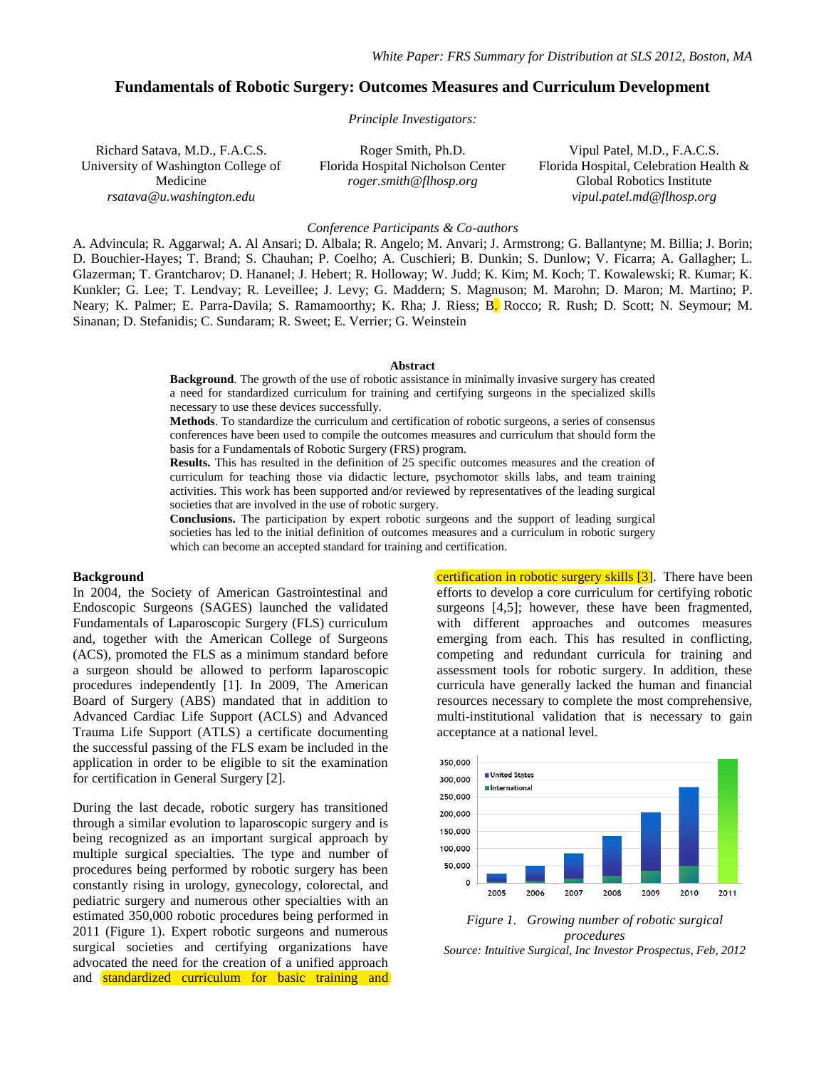*White Paper: FRS Summary for Distribution at SLS 2012, Boston, MA*

# Fundamentals of Robotic Surgery: Outcomes Measures and Curriculum Development

*Principle Investigators:*

Richard Satava, M.D., F.A.C.S.
University of Washington College of Medicine
*rsatava@u.washington.edu*

Roger Smith, Ph.D.
Florida Hospital Nicholson Center
*roger.smith@flhosp.org*

Vipul Patel, M.D., F.A.C.S.
Florida Hospital, Celebration Health & Global Robotics Institute
*vipul.patel.md@flhosp.org*

*Conference Participants & Co-authors*

A. Advincula; R. Aggarwal; A. Al Ansari; D. Albala; R. Angelo; M. Anvari; J. Armstrong; G. Ballantyne; M. Billia; J. Borin; D. Bouchier-Hayes; T. Brand; S. Chauhan; P. Coelho; A. Cuschieri; B. Dunkin; S. Dunlow; V. Ficarra; A. Gallagher; L. Glazerman; T. Grantcharov; D. Hananel; J. Hebert; R. Holloway; W. Judd; K. Kim; M. Koch; T. Kowalewski; R. Kumar; K. Kunkler; G. Lee; T. Lendvay; R. Leveillee; J. Levy; G. Maddern; S. Magnuson; M. Marohn; D. Maron; M. Martino; P. Neary; K. Palmer; E. Parra-Davila; S. Ramamoorthy; K. Rha; J. Riess; B. Rocco; R. Rush; D. Scott; N. Seymour; M. Sinanan; D. Stefanidis; C. Sundaram; R. Sweet; E. Verrier; G. Weinstein

## Abstract

**Background**. The growth of the use of robotic assistance in minimally invasive surgery has created a need for standardized curriculum for training and certifying surgeons in the specialized skills necessary to use these devices successfully.

**Methods**. To standardize the curriculum and certification of robotic surgeons, a series of consensus conferences have been used to compile the outcomes measures and curriculum that should form the basis for a Fundamentals of Robotic Surgery (FRS) program.

**Results.** This has resulted in the definition of 25 specific outcomes measures and the creation of curriculum for teaching those via didactic lecture, psychomotor skills labs, and team training activities. This work has been supported and/or reviewed by representatives of the leading surgical societies that are involved in the use of robotic surgery.

**Conclusions.** The participation by expert robotic surgeons and the support of leading surgical societies has led to the initial definition of outcomes measures and a curriculum in robotic surgery which can become an accepted standard for training and certification.

## Background

In 2004, the Society of American Gastrointestinal and Endoscopic Surgeons (SAGES) launched the validated Fundamentals of Laparoscopic Surgery (FLS) curriculum and, together with the American College of Surgeons (ACS), promoted the FLS as a minimum standard before a surgeon should be allowed to perform laparoscopic procedures independently [1]. In 2009, The American Board of Surgery (ABS) mandated that in addition to Advanced Cardiac Life Support (ACLS) and Advanced Trauma Life Support (ATLS) a certificate documenting the successful passing of the FLS exam be included in the application in order to be eligible to sit the examination for certification in General Surgery [2].

During the last decade, robotic surgery has transitioned through a similar evolution to laparoscopic surgery and is being recognized as an important surgical approach by multiple surgical specialties. The type and number of procedures being performed by robotic surgery has been constantly rising in urology, gynecology, colorectal, and pediatric surgery and numerous other specialties with an estimated 350,000 robotic procedures being performed in 2011 (Figure 1). Expert robotic surgeons and numerous surgical societies and certifying organizations have advocated the need for the creation of a unified approach and standardized curriculum for basic training and certification in robotic surgery skills [3]. There have been efforts to develop a core curriculum for certifying robotic surgeons [4,5]; however, these have been fragmented, with different approaches and outcomes measures emerging from each. This has resulted in conflicting, competing and redundant curricula for training and assessment tools for robotic surgery. In addition, these curricula have generally lacked the human and financial resources necessary to complete the most comprehensive, multi-institutional validation that is necessary to gain acceptance at a national level.

*Figure 1. Growing number of robotic surgical procedures*
*Source: Intuitive Surgical, Inc Investor Prospectus, Feb, 2012*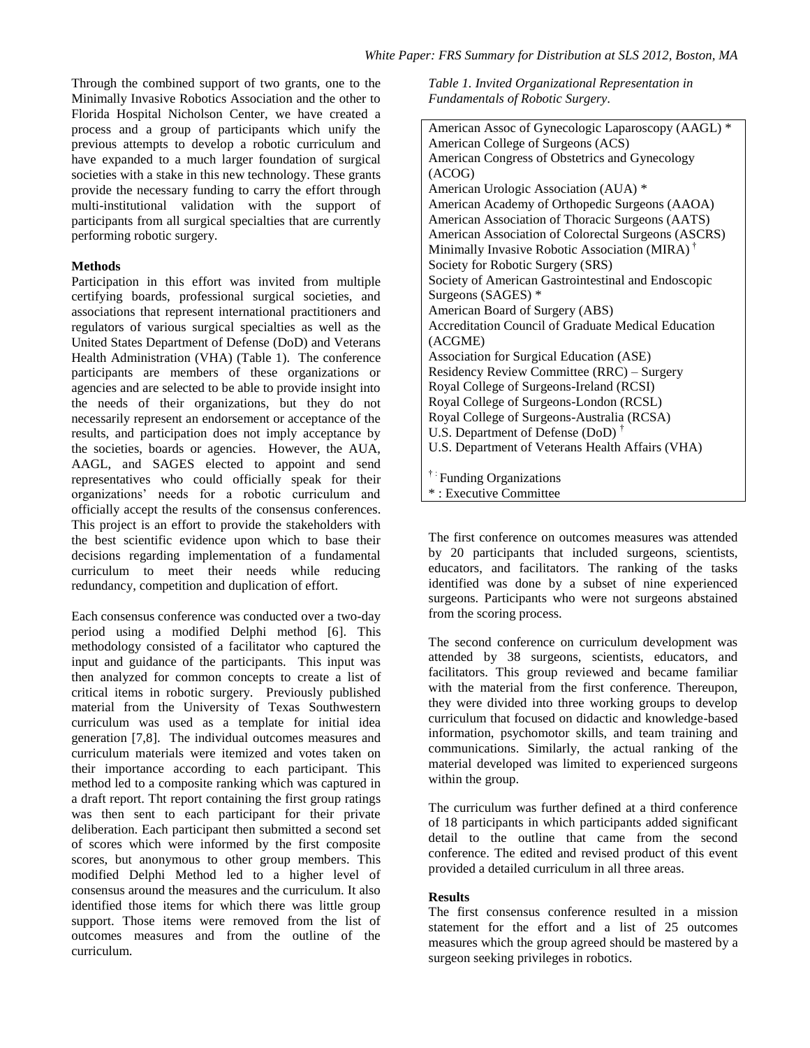Through the combined support of two grants, one to the Minimally Invasive Robotics Association and the other to Florida Hospital Nicholson Center, we have created a process and a group of participants which unify the previous attempts to develop a robotic curriculum and have expanded to a much larger foundation of surgical societies with a stake in this new technology. These grants provide the necessary funding to carry the effort through multi-institutional validation with the support of participants from all surgical specialties that are currently performing robotic surgery.

**Methods**

Participation in this effort was invited from multiple certifying boards, professional surgical societies, and associations that represent international practitioners and regulators of various surgical specialties as well as the United States Department of Defense (DoD) and Veterans Health Administration (VHA) (Table 1). The conference participants are members of these organizations or agencies and are selected to be able to provide insight into the needs of their organizations, but they do not necessarily represent an endorsement or acceptance of the results, and participation does not imply acceptance by the societies, boards or agencies. However, the AUA, AAGL, and SAGES elected to appoint and send representatives who could officially speak for their organizations' needs for a robotic curriculum and officially accept the results of the consensus conferences. This project is an effort to provide the stakeholders with the best scientific evidence upon which to base their decisions regarding implementation of a fundamental curriculum to meet their needs while reducing redundancy, competition and duplication of effort.

Each consensus conference was conducted over a two-day period using a modified Delphi method [6]. This methodology consisted of a facilitator who captured the input and guidance of the participants. This input was then analyzed for common concepts to create a list of critical items in robotic surgery. Previously published material from the University of Texas Southwestern curriculum was used as a template for initial idea generation [7,8]. The individual outcomes measures and curriculum materials were itemized and votes taken on their importance according to each participant. This method led to a composite ranking which was captured in a draft report. Tht report containing the first group ratings was then sent to each participant for their private deliberation. Each participant then submitted a second set of scores which were informed by the first composite scores, but anonymous to other group members. This modified Delphi Method led to a higher level of consensus around the measures and the curriculum. It also identified those items for which there was little group support. Those items were removed from the list of outcomes measures and from the outline of the curriculum.

*Table 1. Invited Organizational Representation in Fundamentals of Robotic Surgery.*

| |
|---|
| American Assoc of Gynecologic Laparoscopy (AAGL) * |
| American College of Surgeons (ACS) |
| American Congress of Obstetrics and Gynecology (ACOG) |
| American Urologic Association (AUA) * |
| American Academy of Orthopedic Surgeons (AAOA) |
| American Association of Thoracic Surgeons (AATS) |
| American Association of Colorectal Surgeons (ASCRS) |
| Minimally Invasive Robotic Association (MIRA) † |
| Society for Robotic Surgery (SRS) |
| Society of American Gastrointestinal and Endoscopic Surgeons (SAGES) * |
| American Board of Surgery (ABS) |
| Accreditation Council of Graduate Medical Education (ACGME) |
| Association for Surgical Education (ASE) |
| Residency Review Committee (RRC) – Surgery |
| Royal College of Surgeons-Ireland (RCSI) |
| Royal College of Surgeons-London (RCSL) |
| Royal College of Surgeons-Australia (RCSA) |
| U.S. Department of Defense (DoD) † |
| U.S. Department of Veterans Health Affairs (VHA) |
| † : Funding Organizations |
| * : Executive Committee |

The first conference on outcomes measures was attended by 20 participants that included surgeons, scientists, educators, and facilitators. The ranking of the tasks identified was done by a subset of nine experienced surgeons. Participants who were not surgeons abstained from the scoring process.

The second conference on curriculum development was attended by 38 surgeons, scientists, educators, and facilitators. This group reviewed and became familiar with the material from the first conference. Thereupon, they were divided into three working groups to develop curriculum that focused on didactic and knowledge-based information, psychomotor skills, and team training and communications. Similarly, the actual ranking of the material developed was limited to experienced surgeons within the group.

The curriculum was further defined at a third conference of 18 participants in which participants added significant detail to the outline that came from the second conference. The edited and revised product of this event provided a detailed curriculum in all three areas.

**Results**

The first consensus conference resulted in a mission statement for the effort and a list of 25 outcomes measures which the group agreed should be mastered by a surgeon seeking privileges in robotics.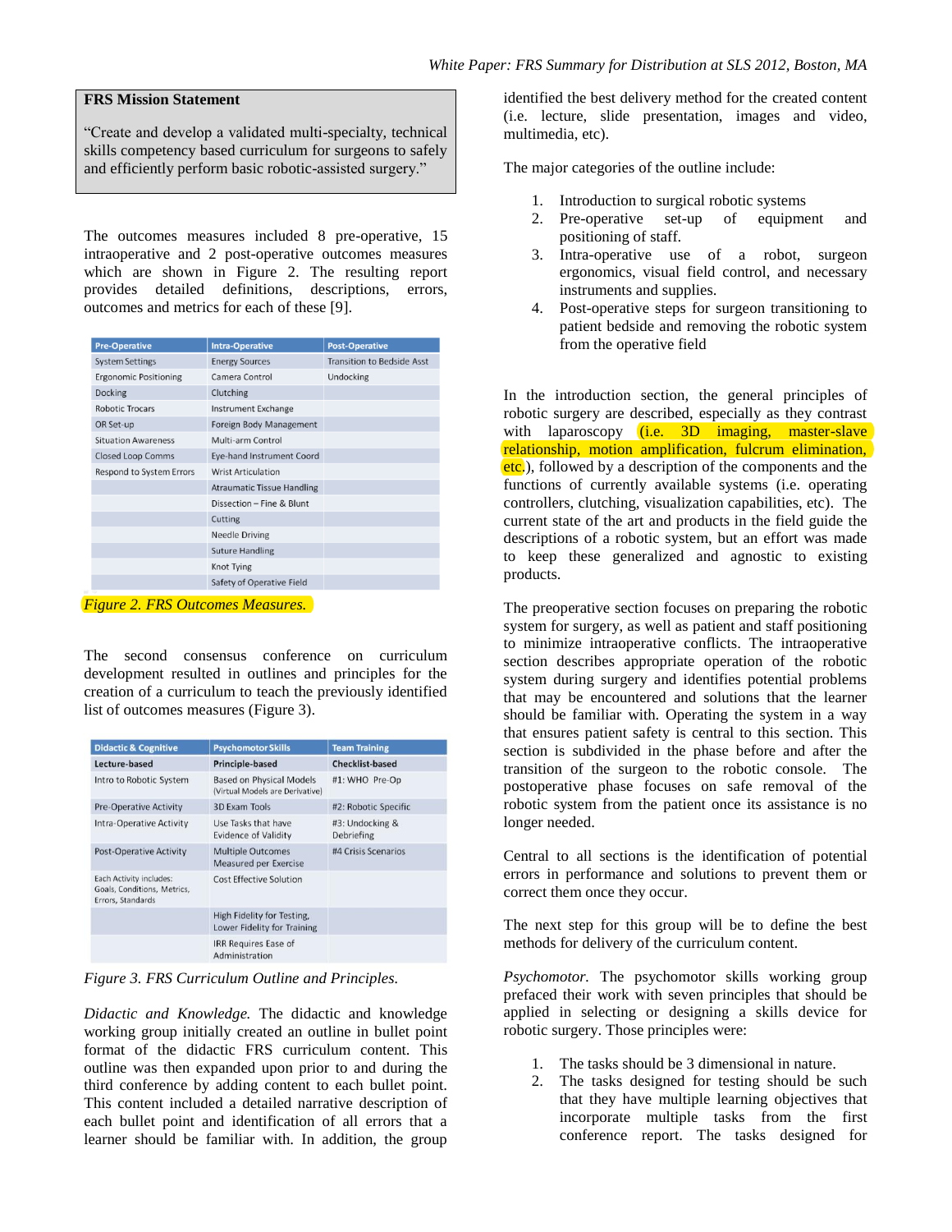**FRS Mission Statement**

"Create and develop a validated multi-specialty, technical skills competency based curriculum for surgeons to safely and efficiently perform basic robotic-assisted surgery."

The outcomes measures included 8 pre-operative, 15 intraoperative and 2 post-operative outcomes measures which are shown in Figure 2. The resulting report provides detailed definitions, descriptions, errors, outcomes and metrics for each of these [9].

| Pre-Operative | Intra-Operative | Post-Operative |
|---|---|---|
| System Settings | Energy Sources | Transition to Bedside Asst |
| Ergonomic Positioning | Camera Control | Undocking |
| Docking | Clutching | |
| Robotic Trocars | Instrument Exchange | |
| OR Set-up | Foreign Body Management | |
| Situation Awareness | Multi-arm Control | |
| Closed Loop Comms | Eye-hand Instrument Coord | |
| Respond to System Errors | Wrist Articulation | |
| | Atraumatic Tissue Handling | |
| | Dissection – Fine & Blunt | |
| | Cutting | |
| | Needle Driving | |
| | Suture Handling | |
| | Knot Tying | |
| | Safety of Operative Field | |

*Figure 2. FRS Outcomes Measures.*

The second consensus conference on curriculum development resulted in outlines and principles for the creation of a curriculum to teach the previously identified list of outcomes measures (Figure 3).

| Didactic & Cognitive | Psychomotor Skills | Team Training |
|---|---|---|
| **Lecture-based** | **Principle-based** | **Checklist-based** |
| Intro to Robotic System | Based on Physical Models (Virtual Models are Derivative) | #1: WHO Pre-Op |
| Pre-Operative Activity | 3D Exam Tools | #2: Robotic Specific |
| Intra-Operative Activity | Use Tasks that have Evidence of Validity | #3: Undocking & Debriefing |
| Post-Operative Activity | Multiple Outcomes Measured per Exercise | #4 Crisis Scenarios |
| Each Activity includes: Goals, Conditions, Metrics, Errors, Standards | Cost Effective Solution | |
| | High Fidelity for Testing, Lower Fidelity for Training | |
| | IRR Requires Ease of Administration | |

*Figure 3. FRS Curriculum Outline and Principles.*

*Didactic and Knowledge.* The didactic and knowledge working group initially created an outline in bullet point format of the didactic FRS curriculum content. This outline was then expanded upon prior to and during the third conference by adding content to each bullet point. This content included a detailed narrative description of each bullet point and identification of all errors that a learner should be familiar with. In addition, the group identified the best delivery method for the created content (i.e. lecture, slide presentation, images and video, multimedia, etc).

The major categories of the outline include:

1. Introduction to surgical robotic systems
2. Pre-operative set-up of equipment and positioning of staff.
3. Intra-operative use of a robot, surgeon ergonomics, visual field control, and necessary instruments and supplies.
4. Post-operative steps for surgeon transitioning to patient bedside and removing the robotic system from the operative field

In the introduction section, the general principles of robotic surgery are described, especially as they contrast with laparoscopy (i.e. 3D imaging, master-slave relationship, motion amplification, fulcrum elimination, etc.), followed by a description of the components and the functions of currently available systems (i.e. operating controllers, clutching, visualization capabilities, etc). The current state of the art and products in the field guide the descriptions of a robotic system, but an effort was made to keep these generalized and agnostic to existing products.

The preoperative section focuses on preparing the robotic system for surgery, as well as patient and staff positioning to minimize intraoperative conflicts. The intraoperative section describes appropriate operation of the robotic system during surgery and identifies potential problems that may be encountered and solutions that the learner should be familiar with. Operating the system in a way that ensures patient safety is central to this section. This section is subdivided in the phase before and after the transition of the surgeon to the robotic console. The postoperative phase focuses on safe removal of the robotic system from the patient once its assistance is no longer needed.

Central to all sections is the identification of potential errors in performance and solutions to prevent them or correct them once they occur.

The next step for this group will be to define the best methods for delivery of the curriculum content.

*Psychomotor.* The psychomotor skills working group prefaced their work with seven principles that should be applied in selecting or designing a skills device for robotic surgery. Those principles were:

1. The tasks should be 3 dimensional in nature.
2. The tasks designed for testing should be such that they have multiple learning objectives that incorporate multiple tasks from the first conference report. The tasks designed for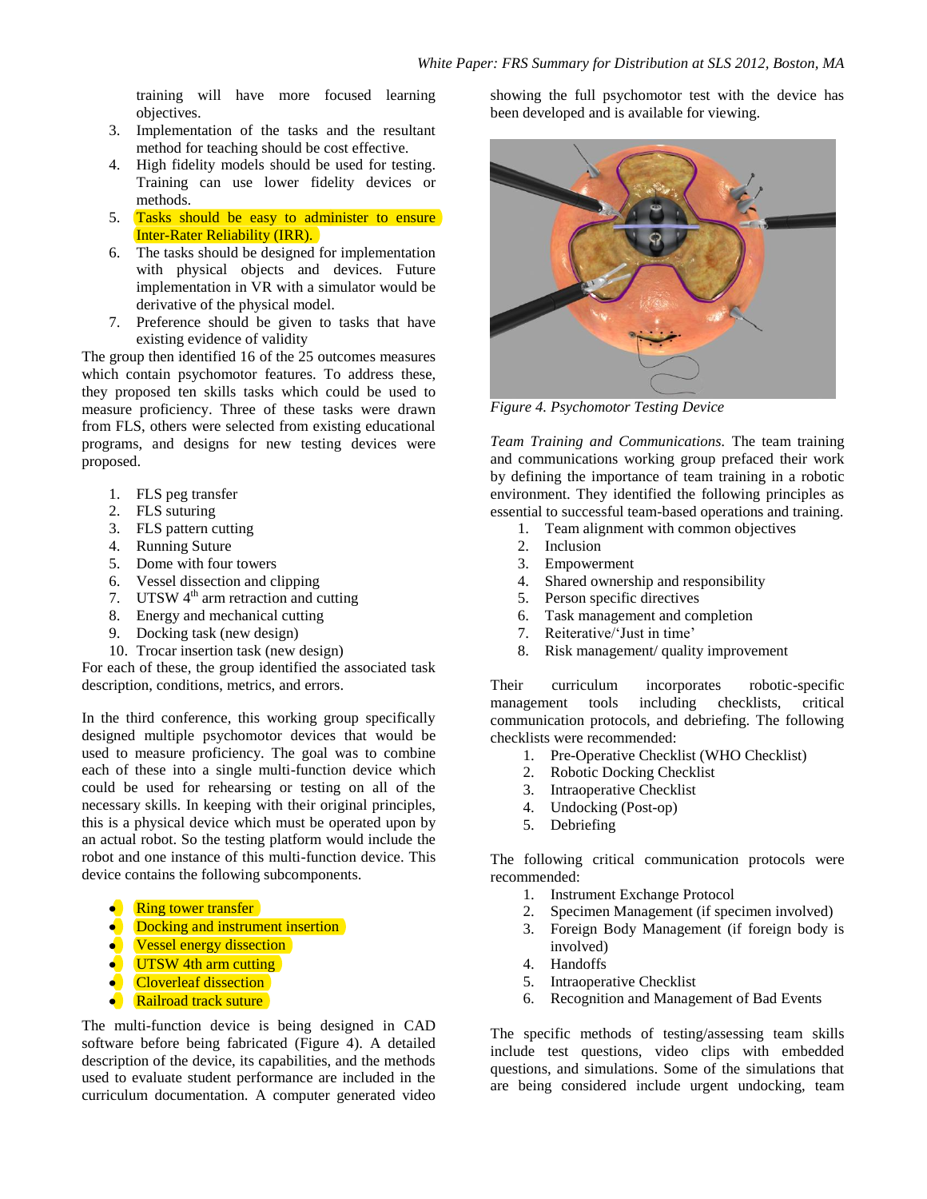training will have more focused learning objectives.

3. Implementation of the tasks and the resultant method for teaching should be cost effective.
4. High fidelity models should be used for testing. Training can use lower fidelity devices or methods.
5. Tasks should be easy to administer to ensure Inter-Rater Reliability (IRR).
6. The tasks should be designed for implementation with physical objects and devices. Future implementation in VR with a simulator would be derivative of the physical model.
7. Preference should be given to tasks that have existing evidence of validity

The group then identified 16 of the 25 outcomes measures which contain psychomotor features. To address these, they proposed ten skills tasks which could be used to measure proficiency. Three of these tasks were drawn from FLS, others were selected from existing educational programs, and designs for new testing devices were proposed.

1. FLS peg transfer
2. FLS suturing
3. FLS pattern cutting
4. Running Suture
5. Dome with four towers
6. Vessel dissection and clipping
7. UTSW 4th arm retraction and cutting
8. Energy and mechanical cutting
9. Docking task (new design)
10. Trocar insertion task (new design)

For each of these, the group identified the associated task description, conditions, metrics, and errors.

In the third conference, this working group specifically designed multiple psychomotor devices that would be used to measure proficiency. The goal was to combine each of these into a single multi-function device which could be used for rehearsing or testing on all of the necessary skills. In keeping with their original principles, this is a physical device which must be operated upon by an actual robot. So the testing platform would include the robot and one instance of this multi-function device. This device contains the following subcomponents.

- Ring tower transfer
- Docking and instrument insertion
- Vessel energy dissection
- UTSW 4th arm cutting
- Cloverleaf dissection
- Railroad track suture

The multi-function device is being designed in CAD software before being fabricated (Figure 4). A detailed description of the device, its capabilities, and the methods used to evaluate student performance are included in the curriculum documentation. A computer generated video showing the full psychomotor test with the device has been developed and is available for viewing.

*Figure 4. Psychomotor Testing Device*

*Team Training and Communications.* The team training and communications working group prefaced their work by defining the importance of team training in a robotic environment. They identified the following principles as essential to successful team-based operations and training.

1. Team alignment with common objectives
2. Inclusion
3. Empowerment
4. Shared ownership and responsibility
5. Person specific directives
6. Task management and completion
7. Reiterative/'Just in time'
8. Risk management/ quality improvement

Their curriculum incorporates robotic-specific management tools including checklists, critical communication protocols, and debriefing. The following checklists were recommended:

1. Pre-Operative Checklist (WHO Checklist)
2. Robotic Docking Checklist
3. Intraoperative Checklist
4. Undocking (Post-op)
5. Debriefing

The following critical communication protocols were recommended:

1. Instrument Exchange Protocol
2. Specimen Management (if specimen involved)
3. Foreign Body Management (if foreign body is involved)
4. Handoffs
5. Intraoperative Checklist
6. Recognition and Management of Bad Events

The specific methods of testing/assessing team skills include test questions, video clips with embedded questions, and simulations. Some of the simulations that are being considered include urgent undocking, team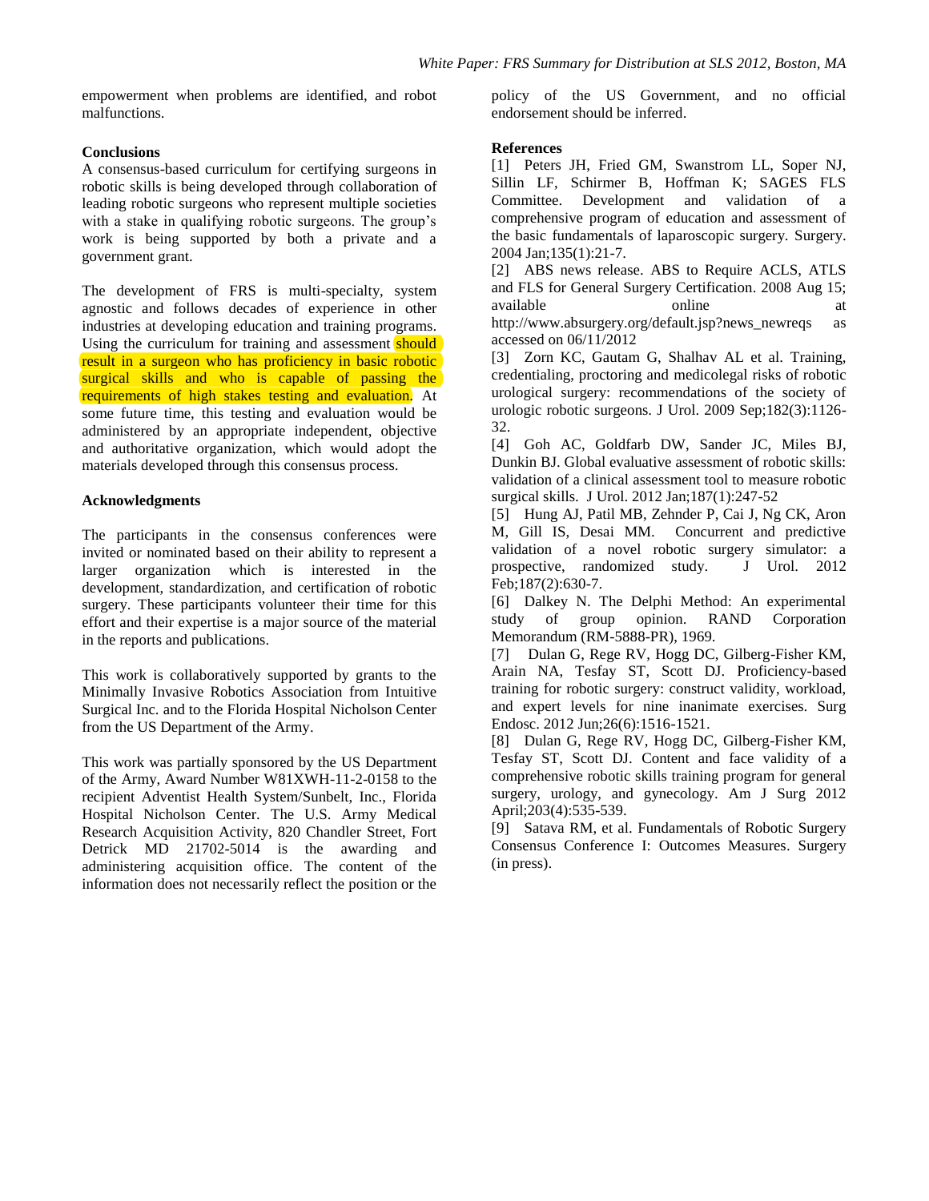empowerment when problems are identified, and robot malfunctions.

**Conclusions**

A consensus-based curriculum for certifying surgeons in robotic skills is being developed through collaboration of leading robotic surgeons who represent multiple societies with a stake in qualifying robotic surgeons. The group's work is being supported by both a private and a government grant.

The development of FRS is multi-specialty, system agnostic and follows decades of experience in other industries at developing education and training programs. Using the curriculum for training and assessment should result in a surgeon who has proficiency in basic robotic surgical skills and who is capable of passing the requirements of high stakes testing and evaluation. At some future time, this testing and evaluation would be administered by an appropriate independent, objective and authoritative organization, which would adopt the materials developed through this consensus process.

**Acknowledgments**

The participants in the consensus conferences were invited or nominated based on their ability to represent a larger organization which is interested in the development, standardization, and certification of robotic surgery. These participants volunteer their time for this effort and their expertise is a major source of the material in the reports and publications.

This work is collaboratively supported by grants to the Minimally Invasive Robotics Association from Intuitive Surgical Inc. and to the Florida Hospital Nicholson Center from the US Department of the Army.

This work was partially sponsored by the US Department of the Army, Award Number W81XWH-11-2-0158 to the recipient Adventist Health System/Sunbelt, Inc., Florida Hospital Nicholson Center. The U.S. Army Medical Research Acquisition Activity, 820 Chandler Street, Fort Detrick MD 21702-5014 is the awarding and administering acquisition office. The content of the information does not necessarily reflect the position or the policy of the US Government, and no official endorsement should be inferred.

**References**

[1] Peters JH, Fried GM, Swanstrom LL, Soper NJ, Sillin LF, Schirmer B, Hoffman K; SAGES FLS Committee. Development and validation of a comprehensive program of education and assessment of the basic fundamentals of laparoscopic surgery. Surgery. 2004 Jan;135(1):21-7.

[2] ABS news release. ABS to Require ACLS, ATLS and FLS for General Surgery Certification. 2008 Aug 15; available online at http://www.absurgery.org/default.jsp?news_newreqs as accessed on 06/11/2012

[3] Zorn KC, Gautam G, Shalhav AL et al. Training, credentialing, proctoring and medicolegal risks of robotic urological surgery: recommendations of the society of urologic robotic surgeons. J Urol. 2009 Sep;182(3):1126-32.

[4] Goh AC, Goldfarb DW, Sander JC, Miles BJ, Dunkin BJ. Global evaluative assessment of robotic skills: validation of a clinical assessment tool to measure robotic surgical skills. J Urol. 2012 Jan;187(1):247-52

[5] Hung AJ, Patil MB, Zehnder P, Cai J, Ng CK, Aron M, Gill IS, Desai MM. Concurrent and predictive validation of a novel robotic surgery simulator: a prospective, randomized study. J Urol. 2012 Feb;187(2):630-7.

[6] Dalkey N. The Delphi Method: An experimental study of group opinion. RAND Corporation Memorandum (RM-5888-PR), 1969.

[7] Dulan G, Rege RV, Hogg DC, Gilberg-Fisher KM, Arain NA, Tesfay ST, Scott DJ. Proficiency-based training for robotic surgery: construct validity, workload, and expert levels for nine inanimate exercises. Surg Endosc. 2012 Jun;26(6):1516-1521.

[8] Dulan G, Rege RV, Hogg DC, Gilberg-Fisher KM, Tesfay ST, Scott DJ. Content and face validity of a comprehensive robotic skills training program for general surgery, urology, and gynecology. Am J Surg 2012 April;203(4):535-539.

[9] Satava RM, et al. Fundamentals of Robotic Surgery Consensus Conference I: Outcomes Measures. Surgery (in press).